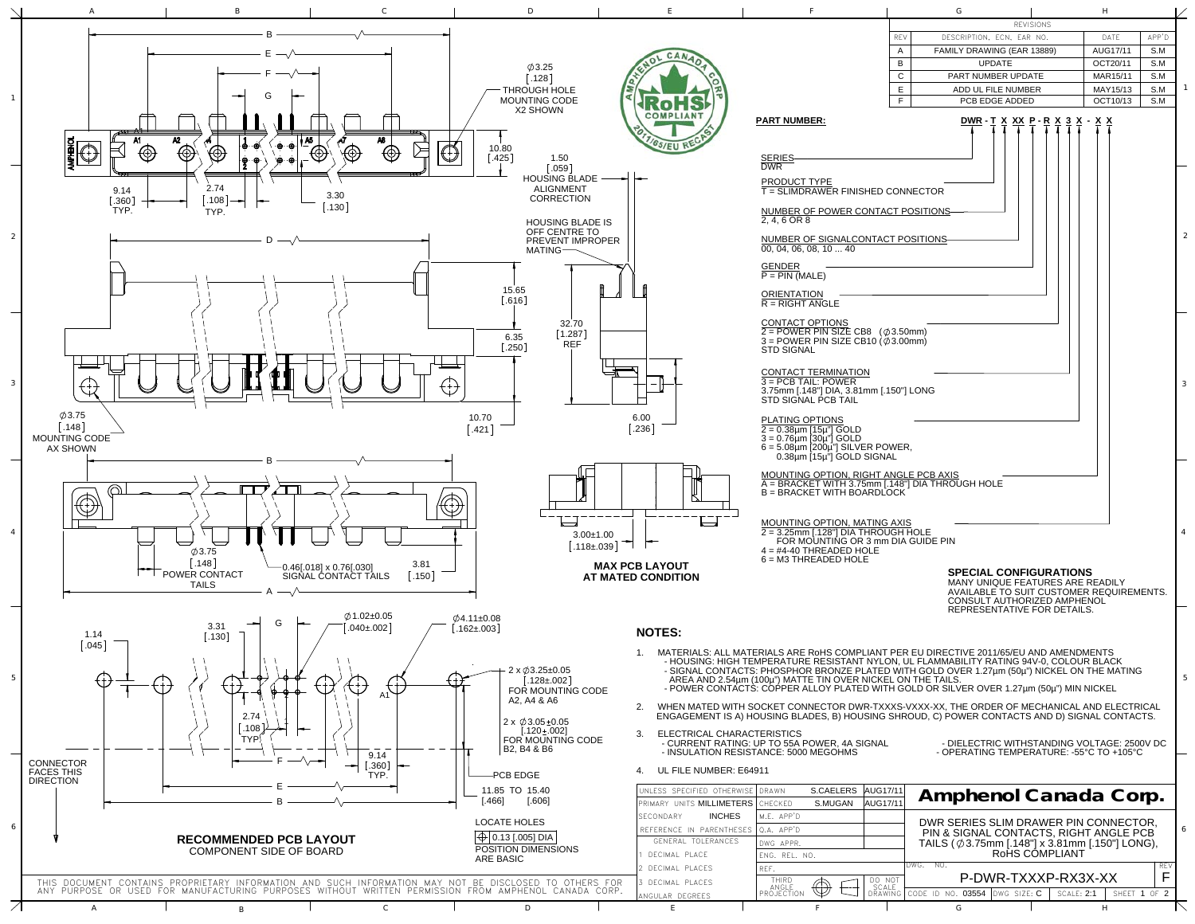## REVISIONS

| REV | DESCRIPTION, ECN, EAR NO. | DATE | APP'D |
|---|---|---|---|
| A | FAMILY DRAWING (EAR 13889) | AUG17/11 | S.M |
| B | UPDATE | OCT20/11 | S.M |
| C | PART NUMBER UPDATE | MAR15/11 | S.M |
| E | ADD UL FILE NUMBER | MAY15/13 | S.M |
| F | PCB EDGE ADDED | OCT10/13 | S.M |

**PART NUMBER:** **DWR - T X XX P - R X 3 X - X X**

SERIES
DWR

PRODUCT TYPE
T = SLIMDRAWER FINISHED CONNECTOR

NUMBER OF POWER CONTACT POSITIONS
2, 4, 6 OR 8

NUMBER OF SIGNALCONTACT POSITIONS
00, 04, 06, 08, 10 ... 40

GENDER
P = PIN (MALE)

ORIENTATION
R = RIGHT ANGLE

CONTACT OPTIONS
2 = POWER PIN SIZE CB8 (Ø3.50mm)
3 = POWER PIN SIZE CB10 (Ø3.00mm)
STD SIGNAL

CONTACT TERMINATION
3 = PCB TAIL: POWER
3.75mm [.148"] DIA, 3.81mm [.150"] LONG
STD SIGNAL PCB TAIL

PLATING OPTIONS
2 = 0.38µm [15µ"] GOLD
3 = 0.76µm [30µ"] GOLD
6 = 5.08µm [200µ"] SILVER POWER, 0.38µm [15µ"] GOLD SIGNAL

MOUNTING OPTION, RIGHT ANGLE PCB AXIS
A = BRACKET WITH 3.75mm [.148"] DIA THROUGH HOLE
B = BRACKET WITH BOARDLOCK

MOUNTING OPTION, MATING AXIS
2 = 3.25mm [.128"] DIA THROUGH HOLE FOR MOUNTING OR 3 mm DIA GUIDE PIN
4 = #4-40 THREADED HOLE
6 = M3 THREADED HOLE

### SPECIAL CONFIGURATIONS

MANY UNIQUE FEATURES ARE READILY AVAILABLE TO SUIT CUSTOMER REQUIREMENTS. CONSULT AUTHORIZED AMPHENOL REPRESENTATIVE FOR DETAILS.

Ø3.25 [.128] THROUGH HOLE MOUNTING CODE X2 SHOWN

10.80 [.425]

1.50 [.059] HOUSING BLADE ALIGNMENT CORRECTION

HOUSING BLADE IS OFF CENTRE TO PREVENT IMPROPER MATING

9.14 [.360] TYP. 2.74 [.108] TYP. 3.30 [.130]

15.65 [.616] 6.35 [.250] 32.70 [1.287] REF

Ø3.75 [.148] MOUNTING CODE AX SHOWN

10.70 [.421] 6.00 [.236]

Ø3.75 [.148] POWER CONTACT TAILS

0.46[.018] x 0.76[.030] SIGNAL CONTACT TAILS 3.81 [.150]

3.00±1.00 [.118±.039]

**MAX PCB LAYOUT AT MATED CONDITION**

1.14 [.045] 3.31 [.130] Ø1.02±0.05 [.040±.002] Ø4.11±0.08 [.162±.003]

2 x Ø3.25±0.05 [.128±.002] FOR MOUNTING CODE A2, A4 & A6

2 x Ø3.05±0.05 [.120±.002] FOR MOUNTING CODE B2, B4 & B6

2.74 [.108] TYP. 9.14 [.360] TYP.

CONNECTOR FACES THIS DIRECTION

PCB EDGE

11.85 TO 15.40 [.466] [.606]

LOCATE HOLES
⌖ 0.13 [.005] DIA
POSITION DIMENSIONS ARE BASIC

**RECOMMENDED PCB LAYOUT**
COMPONENT SIDE OF BOARD

## NOTES:

1. MATERIALS: ALL MATERIALS ARE RoHS COMPLIANT PER EU DIRECTIVE 2011/65/EU AND AMENDMENTS
   - HOUSING: HIGH TEMPERATURE RESISTANT NYLON, UL FLAMMABILITY RATING 94V-0, COLOUR BLACK
   - SIGNAL CONTACTS: PHOSPHOR BRONZE PLATED WITH GOLD OVER 1.27µm (50µ") NICKEL ON THE MATING AREA AND 2.54µm (100µ") MATTE TIN OVER NICKEL ON THE TAILS.
   - POWER CONTACTS: COPPER ALLOY PLATED WITH GOLD OR SILVER OVER 1.27µm (50µ") MIN NICKEL
2. WHEN MATED WITH SOCKET CONNECTOR DWR-TXXXS-VXXX-XX, THE ORDER OF MECHANICAL AND ELECTRICAL ENGAGEMENT IS A) HOUSING BLADES, B) HOUSING SHROUD, C) POWER CONTACTS AND D) SIGNAL CONTACTS.
3. ELECTRICAL CHARACTERISTICS
   - CURRENT RATING: UP TO 55A POWER, 4A SIGNAL
   - INSULATION RESISTANCE: 5000 MEGOHMS
   - DIELECTRIC WITHSTANDING VOLTAGE: 2500V DC
   - OPERATING TEMPERATURE: -55°C TO +105°C
4. UL FILE NUMBER: E64911

THIS DOCUMENT CONTAINS PROPRIETARY INFORMATION AND SUCH INFORMATION MAY NOT BE DISCLOSED TO OTHERS FOR ANY PURPOSE OR USED FOR MANUFACTURING PURPOSES WITHOUT WRITTEN PERMISSION FROM AMPHENOL CANADA CORP.

| UNLESS SPECIFIED OTHERWISE | DRAWN | S.CAELERS | AUG17/11 |
|---|---|---|---|
| PRIMARY UNITS MILLIMETERS | CHECKED | S.MUGAN | AUG17/11 |
| SECONDARY INCHES | M.E. APP'D | | |
| REFERENCE IN PARENTHESES | Q.A. APP'D | | |
| GENERAL TOLERANCES | DWG APPR. | | |
| 1 DECIMAL PLACE | ENG. REL. NO. | | |
| 2 DECIMAL PLACES | REF. | | |
| 3 DECIMAL PLACES | THIRD ANGLE PROJECTION | | DO NOT SCALE DRAWING |
| ANGULAR DEGREES | | | |

**Amphenol Canada Corp.**

DWR SERIES SLIM DRAWER PIN CONNECTOR, PIN & SIGNAL CONTACTS, RIGHT ANGLE PCB TAILS (Ø3.75mm [.148"] x 3.81mm [.150"] LONG), RoHS COMPLIANT

DWG. NO. P-DWR-TXXXP-RX3X-XX REV F

CODE ID NO. 03554 DWG SIZE: C SCALE: 2:1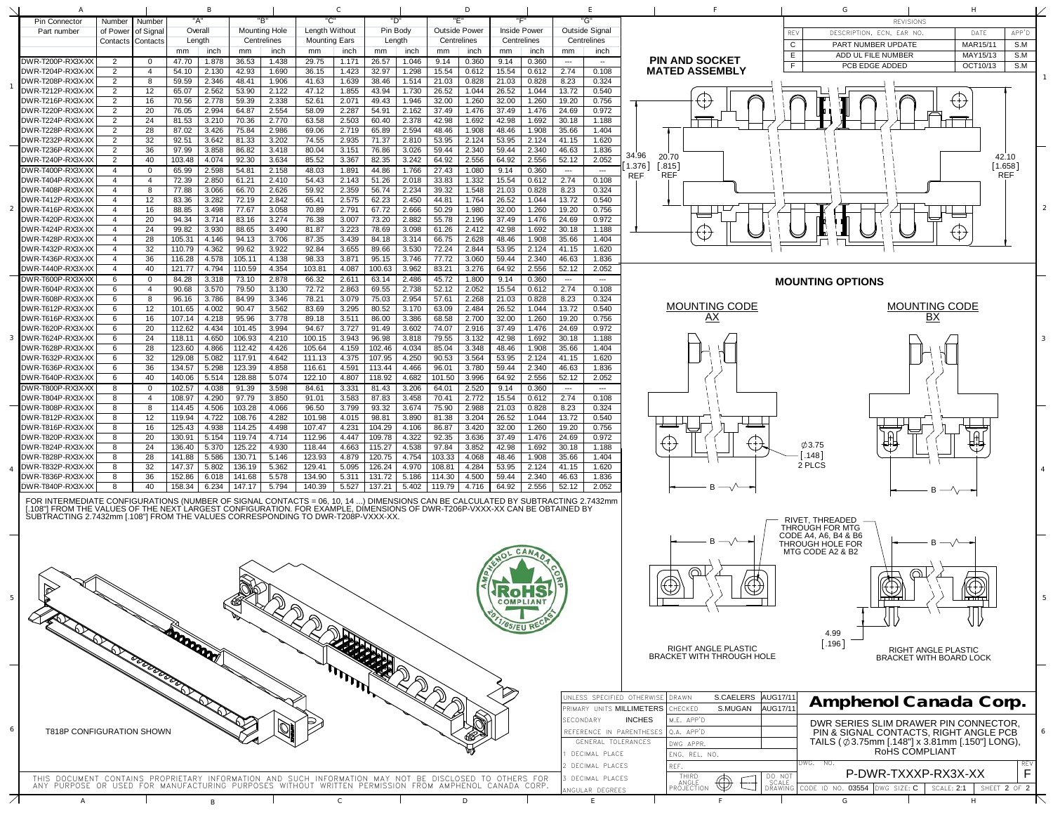| Pin Connector Part number | Number of Power Contacts | Number of Signal Contacts | "A" Overall Length mm | "A" inch | "B" Mounting Hole Centrelines mm | "B" inch | "C" Length Without Mounting Ears mm | "C" inch | "D" Pin Body Length mm | "D" inch | "E" Outside Power Centrelines mm | "E" inch | "F" Inside Power Centrelines mm | "F" inch | "G" Outside Signal Centrelines mm | "G" inch |
|---|---|---|---|---|---|---|---|---|---|---|---|---|---|---|---|---|
| DWR-T200P-RX3X-XX | 2 | 0 | 47.70 | 1.878 | 36.53 | 1.438 | 29.75 | 1.171 | 26.57 | 1.046 | 9.14 | 0.360 | 9.14 | 0.360 | --- | -- |
| DWR-T204P-RX3X-XX | 2 | 4 | 54.10 | 2.130 | 42.93 | 1.690 | 36.15 | 1.423 | 32.97 | 1.298 | 15.54 | 0.612 | 15.54 | 0.612 | 2.74 | 0.108 |
| DWR-T208P-RX3X-XX | 2 | 8 | 59.59 | 2.346 | 48.41 | 1.906 | 41.63 | 1.639 | 38.46 | 1.514 | 21.03 | 0.828 | 21.03 | 0.828 | 8.23 | 0.324 |
| DWR-T212P-RX3X-XX | 2 | 12 | 65.07 | 2.562 | 53.90 | 2.122 | 47.12 | 1.855 | 43.94 | 1.730 | 26.52 | 1.044 | 26.52 | 1.044 | 13.72 | 0.540 |
| DWR-T216P-RX3X-XX | 2 | 16 | 70.56 | 2.778 | 59.39 | 2.338 | 52.61 | 2.071 | 49.43 | 1.946 | 32.00 | 1.260 | 32.00 | 1.260 | 19.20 | 0.756 |
| DWR-T220P-RX3X-XX | 2 | 20 | 76.05 | 2.994 | 64.87 | 2.554 | 58.09 | 2.287 | 54.91 | 2.162 | 37.49 | 1.476 | 37.49 | 1.476 | 24.69 | 0.972 |
| DWR-T224P-RX3X-XX | 2 | 24 | 81.53 | 3.210 | 70.36 | 2.770 | 63.58 | 2.503 | 60.40 | 2.378 | 42.98 | 1.692 | 42.98 | 1.692 | 30.18 | 1.188 |
| DWR-T228P-RX3X-XX | 2 | 28 | 87.02 | 3.426 | 75.84 | 2.986 | 69.06 | 2.719 | 65.89 | 2.594 | 48.46 | 1.908 | 48.46 | 1.908 | 35.66 | 1.404 |
| DWR-T232P-RX3X-XX | 2 | 32 | 92.51 | 3.642 | 81.33 | 3.202 | 74.55 | 2.935 | 71.37 | 2.810 | 53.95 | 2.124 | 53.95 | 2.124 | 41.15 | 1.620 |
| DWR-T236P-RX3X-XX | 2 | 36 | 97.99 | 3.858 | 86.82 | 3.418 | 80.04 | 3.151 | 76.86 | 3.026 | 59.44 | 2.340 | 59.44 | 2.340 | 46.63 | 1.836 |
| DWR-T240P-RX3X-XX | 2 | 40 | 103.48 | 4.074 | 92.30 | 3.634 | 85.52 | 3.367 | 82.35 | 3.242 | 64.92 | 2.556 | 64.92 | 2.556 | 52.12 | 2.052 |
| DWR-T400P-RX3X-XX | 4 | 0 | 65.99 | 2.598 | 54.81 | 2.158 | 48.03 | 1.891 | 44.86 | 1.766 | 27.43 | 1.080 | 9.14 | 0.360 | --- | --- |
| DWR-T404P-RX3X-XX | 4 | 4 | 72.39 | 2.850 | 61.21 | 2.410 | 54.43 | 2.143 | 51.26 | 2.018 | 33.83 | 1.332 | 15.54 | 0.612 | 2.74 | 0.108 |
| DWR-T408P-RX3X-XX | 4 | 8 | 77.88 | 3.066 | 66.70 | 2.626 | 59.92 | 2.359 | 56.74 | 2.234 | 39.32 | 1.548 | 21.03 | 0.828 | 8.23 | 0.324 |
| DWR-T412P-RX3X-XX | 4 | 12 | 83.36 | 3.282 | 72.19 | 2.842 | 65.41 | 2.575 | 62.23 | 2.450 | 44.81 | 1.764 | 26.52 | 1.044 | 13.72 | 0.540 |
| DWR-T416P-RX3X-XX | 4 | 16 | 88.85 | 3.498 | 77.67 | 3.058 | 70.89 | 2.791 | 67.72 | 2.666 | 50.29 | 1.980 | 32.00 | 1.260 | 19.20 | 0.756 |
| DWR-T420P-RX3X-XX | 4 | 20 | 94.34 | 3.714 | 83.16 | 3.274 | 76.38 | 3.007 | 73.20 | 2.882 | 55.78 | 2.196 | 37.49 | 1.476 | 24.69 | 0.972 |
| DWR-T424P-RX3X-XX | 4 | 24 | 99.82 | 3.930 | 88.65 | 3.490 | 81.87 | 3.223 | 78.69 | 3.098 | 61.26 | 2.412 | 42.98 | 1.692 | 30.18 | 1.188 |
| DWR-T428P-RX3X-XX | 4 | 28 | 105.31 | 4.146 | 94.13 | 3.706 | 87.35 | 3.439 | 84.18 | 3.314 | 66.75 | 2.628 | 48.46 | 1.908 | 35.66 | 1.404 |
| DWR-T432P-RX3X-XX | 4 | 32 | 110.79 | 4.362 | 99.62 | 3.922 | 92.84 | 3.655 | 89.66 | 3.530 | 72.24 | 2.844 | 53.95 | 2.124 | 41.15 | 1.620 |
| DWR-T436P-RX3X-XX | 4 | 36 | 116.28 | 4.578 | 105.11 | 4.138 | 98.33 | 3.871 | 95.15 | 3.746 | 77.72 | 3.060 | 59.44 | 2.340 | 46.63 | 1.836 |
| DWR-T440P-RX3X-XX | 4 | 40 | 121.77 | 4.794 | 110.59 | 4.354 | 103.81 | 4.087 | 100.63 | 3.962 | 83.21 | 3.276 | 64.92 | 2.556 | 52.12 | 2.052 |
| DWR-T600P-RX3X-XX | 6 | 0 | 84.28 | 3.318 | 73.10 | 2.878 | 66.32 | 2.611 | 63.14 | 2.486 | 45.72 | 1.800 | 9.14 | 0.360 | --- | --- |
| DWR-T604P-RX3X-XX | 6 | 4 | 90.68 | 3.570 | 79.50 | 3.130 | 72.72 | 2.863 | 69.55 | 2.738 | 52.12 | 2.052 | 15.54 | 0.612 | 2.74 | 0.108 |
| DWR-T608P-RX3X-XX | 6 | 8 | 96.16 | 3.786 | 84.99 | 3.346 | 78.21 | 3.079 | 75.03 | 2.954 | 57.61 | 2.268 | 21.03 | 0.828 | 8.23 | 0.324 |
| DWR-T612P-RX3X-XX | 6 | 12 | 101.65 | 4.002 | 90.47 | 3.562 | 83.69 | 3.295 | 80.52 | 3.170 | 63.09 | 2.484 | 26.52 | 1.044 | 13.72 | 0.540 |
| DWR-T616P-RX3X-XX | 6 | 16 | 107.14 | 4.218 | 95.96 | 3.778 | 89.18 | 3.511 | 86.00 | 3.386 | 68.58 | 2.700 | 32.00 | 1.260 | 19.20 | 0.756 |
| DWR-T620P-RX3X-XX | 6 | 20 | 112.62 | 4.434 | 101.45 | 3.994 | 94.67 | 3.727 | 91.49 | 3.602 | 74.07 | 2.916 | 37.49 | 1.476 | 24.69 | 0.972 |
| DWR-T624P-RX3X-XX | 6 | 24 | 118.11 | 4.650 | 106.93 | 4.210 | 100.15 | 3.943 | 96.98 | 3.818 | 79.55 | 3.132 | 42.98 | 1.692 | 30.18 | 1.188 |
| DWR-T628P-RX3X-XX | 6 | 28 | 123.60 | 4.866 | 112.42 | 4.426 | 105.64 | 4.159 | 102.46 | 4.034 | 85.04 | 3.348 | 48.46 | 1.908 | 35.66 | 1.404 |
| DWR-T632P-RX3X-XX | 6 | 32 | 129.08 | 5.082 | 117.91 | 4.642 | 111.13 | 4.375 | 107.95 | 4.250 | 90.53 | 3.564 | 53.95 | 2.124 | 41.15 | 1.620 |
| DWR-T636P-RX3X-XX | 6 | 36 | 134.57 | 5.298 | 123.39 | 4.858 | 116.61 | 4.591 | 113.44 | 4.466 | 96.01 | 3.780 | 59.44 | 2.340 | 46.63 | 1.836 |
| DWR-T640P-RX3X-XX | 6 | 40 | 140.06 | 5.514 | 128.88 | 5.074 | 122.10 | 4.807 | 118.92 | 4.682 | 101.50 | 3.996 | 64.92 | 2.556 | 52.12 | 2.052 |
| DWR-T800P-RX3X-XX | 8 | 0 | 102.57 | 4.038 | 91.39 | 3.598 | 84.61 | 3.331 | 81.43 | 3.206 | 64.01 | 2.520 | 9.14 | 0.360 | --- | --- |
| DWR-T804P-RX3X-XX | 8 | 4 | 108.97 | 4.290 | 97.79 | 3.850 | 91.01 | 3.583 | 87.83 | 3.458 | 70.41 | 2.772 | 15.54 | 0.612 | 2.74 | 0.108 |
| DWR-T808P-RX3X-XX | 8 | 8 | 114.45 | 4.506 | 103.28 | 4.066 | 96.50 | 3.799 | 93.32 | 3.674 | 75.90 | 2.988 | 21.03 | 0.828 | 8.23 | 0.324 |
| DWR-T812P-RX3X-XX | 8 | 12 | 119.94 | 4.722 | 108.76 | 4.282 | 101.98 | 4.015 | 98.81 | 3.890 | 81.38 | 3.204 | 26.52 | 1.044 | 13.72 | 0.540 |
| DWR-T816P-RX3X-XX | 8 | 16 | 125.43 | 4.938 | 114.25 | 4.498 | 107.47 | 4.231 | 104.29 | 4.106 | 86.87 | 3.420 | 32.00 | 1.260 | 19.20 | 0.756 |
| DWR-T820P-RX3X-XX | 8 | 20 | 130.91 | 5.154 | 119.74 | 4.714 | 112.96 | 4.447 | 109.78 | 4.322 | 92.35 | 3.636 | 37.49 | 1.476 | 24.69 | 0.972 |
| DWR-T824P-RX3X-XX | 8 | 24 | 136.40 | 5.370 | 125.22 | 4.930 | 118.44 | 4.663 | 115.27 | 4.538 | 97.84 | 3.852 | 42.98 | 1.692 | 30.18 | 1.188 |
| DWR-T828P-RX3X-XX | 8 | 28 | 141.88 | 5.586 | 130.71 | 5.146 | 123.93 | 4.879 | 120.75 | 4.754 | 103.33 | 4.068 | 48.46 | 1.908 | 35.66 | 1.404 |
| DWR-T832P-RX3X-XX | 8 | 32 | 147.37 | 5.802 | 136.19 | 5.362 | 129.41 | 5.095 | 126.24 | 4.970 | 108.81 | 4.284 | 53.95 | 2.124 | 41.15 | 1.620 |
| DWR-T836P-RX3X-XX | 8 | 36 | 152.86 | 6.018 | 141.68 | 5.578 | 134.90 | 5.311 | 131.72 | 5.186 | 114.30 | 4.500 | 59.44 | 2.340 | 46.63 | 1.836 |
| DWR-T840P-RX3X-XX | 8 | 40 | 158.34 | 6.234 | 147.17 | 5.794 | 140.39 | 5.527 | 137.21 | 5.402 | 119.79 | 4.716 | 64.92 | 2.556 | 52.12 | 2.052 |

FOR INTERMEDIATE CONFIGURATIONS (NUMBER OF SIGNAL CONTACTS = 06, 10, 14 ...) DIMENSIONS CAN BE CALCULATED BY SUBTRACTING 2.7432mm [.108"] FROM THE VALUES OF THE NEXT LARGEST CONFIGURATION. FOR EXAMPLE, DIMENSIONS OF DWR-T206P-VXXX-XX CAN BE OBTAINED BY SUBTRACTING 2.7432mm [.108"] FROM THE VALUES CORRESPONDING TO DWR-T208P-VXXX-XX.

T818P CONFIGURATION SHOWN

RoHS COMPLIANT — 2011/65/EU RECAST — AMPHENOL CANADA CORP.

## PIN AND SOCKET MATED ASSEMBLY

34.96 [1.376] REF

20.70 [.815] REF

42.10 [1.658] REF

## MOUNTING OPTIONS

MOUNTING CODE AX

MOUNTING CODE BX

∅3.75 [.148] 2 PLCS

B

RIVET, THREADED THROUGH FOR MTG CODE A4, A6, B4 & B6 THROUGH HOLE FOR MTG CODE A2 & B2

4.99 [.196]

RIGHT ANGLE PLASTIC BRACKET WITH THROUGH HOLE

RIGHT ANGLE PLASTIC BRACKET WITH BOARD LOCK

| REV | DESCRIPTION, ECN, EAR NO. | DATE | APP'D |
|---|---|---|---|
| C | PART NUMBER UPDATE | MAR15/11 | S.M |
| E | ADD UL FILE NUMBER | MAY15/13 | S.M |
| F | PCB EDGE ADDED | OCT10/13 | S.M |

UNLESS SPECIFIED OTHERWISE
PRIMARY UNITS MILLIMETERS
SECONDARY INCHES
REFERENCE IN PARENTHESES
GENERAL TOLERANCES
1 DECIMAL PLACE
2 DECIMAL PLACES
3 DECIMAL PLACES
ANGULAR DEGREES

DRAWN S.CAELERS AUG17/11
CHECKED S.MUGAN AUG17/11
M.E. APP'D
Q.A. APP'D
DWG APPR.
ENG. REL. NO.
REF.

THIRD ANGLE PROJECTION — DO NOT SCALE DRAWING

**Amphenol Canada Corp.**

DWR SERIES SLIM DRAWER PIN CONNECTOR, PIN & SIGNAL CONTACTS, RIGHT ANGLE PCB TAILS (∅3.75mm [.148"] x 3.81mm [.150"] LONG), RoHS COMPLIANT

DWG. NO. P-DWR-TXXXP-RX3X-XX — REV F

CODE ID NO. 03554 — DWG SIZE: C — SCALE: 2:1 — SHEET 2 OF 2

THIS DOCUMENT CONTAINS PROPRIETARY INFORMATION AND SUCH INFORMATION MAY NOT BE DISCLOSED TO OTHERS FOR ANY PURPOSE OR USED FOR MANUFACTURING PURPOSES WITHOUT WRITTEN PERMISSION FROM AMPHENOL CANADA CORP.